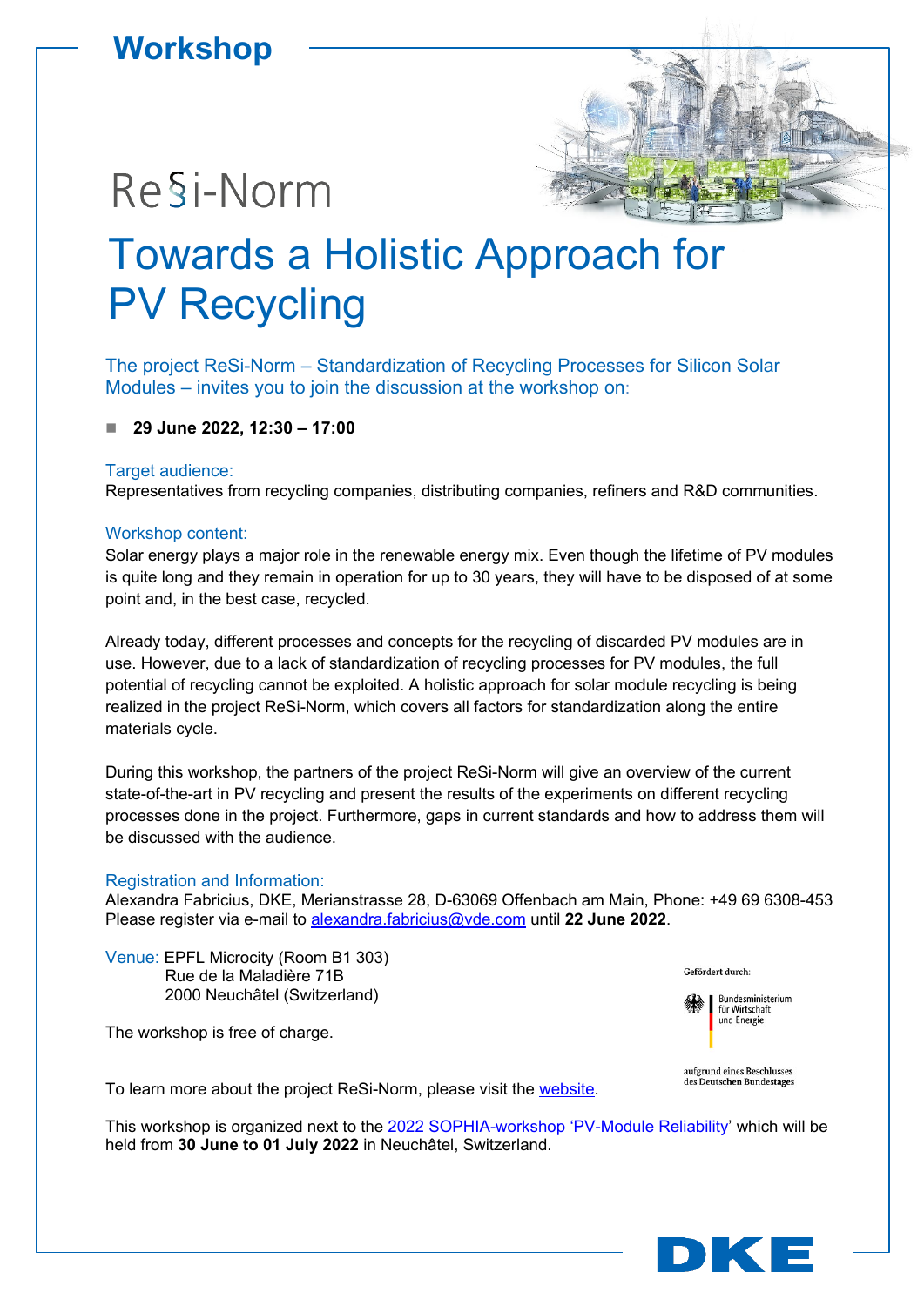# Workshop

ReSi-Norm

# Towards a Holistic Approach for PV Recycling

The project ReSi-Norm – Standardization of Recycling Processes for Silicon Solar Modules – invites you to join the discussion at the workshop on:

- **29 June 2022, 12:30 – 17:00**

### Target audience:

Representatives from recycling companies, distributing companies, refiners and R&D communities.

### Workshop content:

Solar energy plays a major role in the renewable energy mix. Even though the lifetime of PV modules is quite long and they remain in operation for up to 30 years, they will have to be disposed of at some point and, in the best case, recycled.

Already today, different processes and concepts for the recycling of discarded PV modules are in use. However, due to a lack of standardization of recycling processes for PV modules, the full potential of recycling cannot be exploited. A holistic approach for solar module recycling is being realized in the project ReSi-Norm, which covers all factors for standardization along the entire materials cycle.

During this workshop, the partners of the project ReSi-Norm will give an overview of the current state-of-the-art in PV recycling and present the results of the experiments on different recycling processes done in the project. Furthermore, gaps in current standards and how to address them will be discussed with the audience.

### Registration and Information:

Alexandra Fabricius, DKE, Merianstrasse 28, D-63069 Offenbach am Main, Phone: +49 69 6308-453
Please register via e-mail to alexandra.fabricius@vde.com until **22 June 2022**.

Venue: EPFL Microcity (Room B1 303)
Rue de la Maladière 71B
2000 Neuchâtel (Switzerland)

The workshop is free of charge.

Gefördert durch:

Bundesministerium für Wirtschaft und Energie

aufgrund eines Beschlusses des Deutschen Bundestages

To learn more about the project ReSi-Norm, please visit the website.

This workshop is organized next to the 2022 SOPHIA-workshop 'PV-Module Reliability' which will be held from **30 June to 01 July 2022** in Neuchâtel, Switzerland.

DKE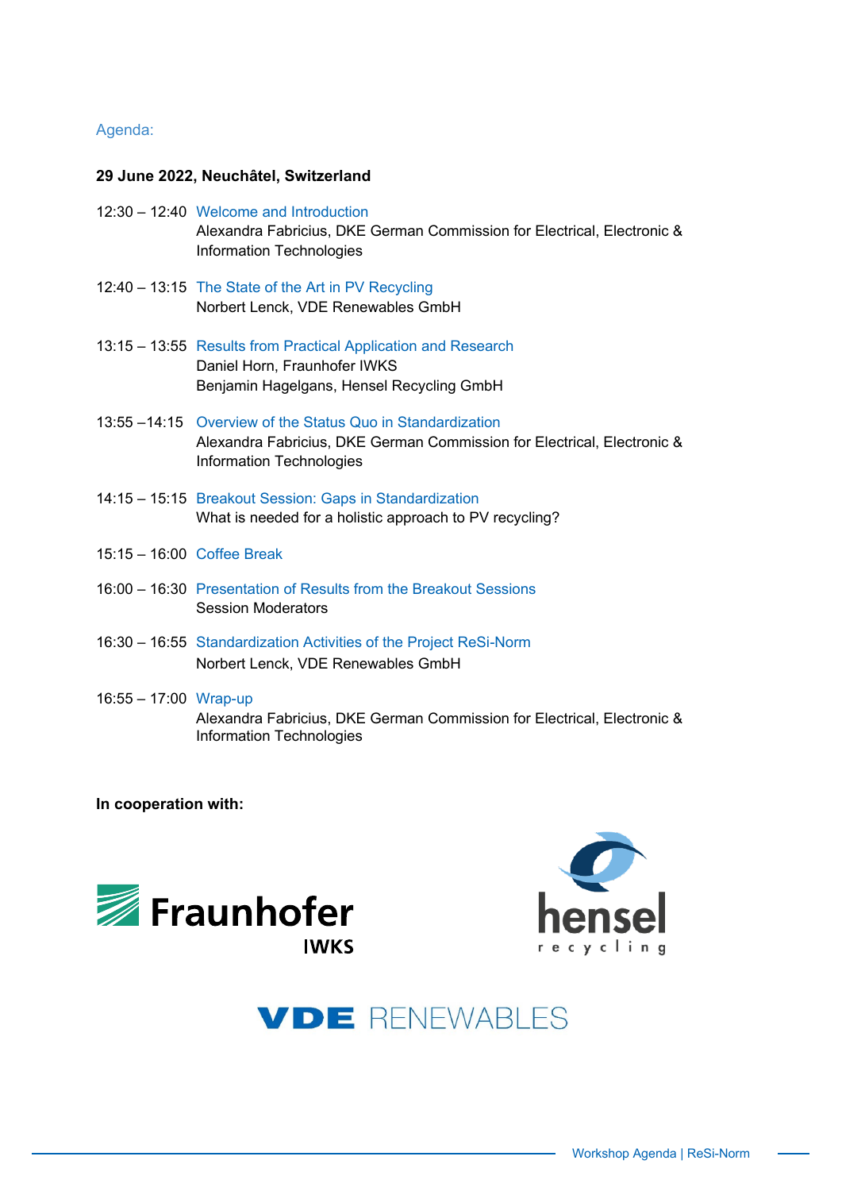Agenda:

**29 June 2022, Neuchâtel, Switzerland**

12:30 – 12:40 Welcome and Introduction
Alexandra Fabricius, DKE German Commission for Electrical, Electronic & Information Technologies

12:40 – 13:15 The State of the Art in PV Recycling
Norbert Lenck, VDE Renewables GmbH

13:15 – 13:55 Results from Practical Application and Research
Daniel Horn, Fraunhofer IWKS
Benjamin Hagelgans, Hensel Recycling GmbH

13:55 –14:15 Overview of the Status Quo in Standardization
Alexandra Fabricius, DKE German Commission for Electrical, Electronic & Information Technologies

14:15 – 15:15 Breakout Session: Gaps in Standardization
What is needed for a holistic approach to PV recycling?

15:15 – 16:00 Coffee Break

16:00 – 16:30 Presentation of Results from the Breakout Sessions
Session Moderators

16:30 – 16:55 Standardization Activities of the Project ReSi-Norm
Norbert Lenck, VDE Renewables GmbH

16:55 – 17:00 Wrap-up
Alexandra Fabricius, DKE German Commission for Electrical, Electronic & Information Technologies

**In cooperation with:**

Fraunhofer IWKS

hensel recycling

VDE RENEWABLES